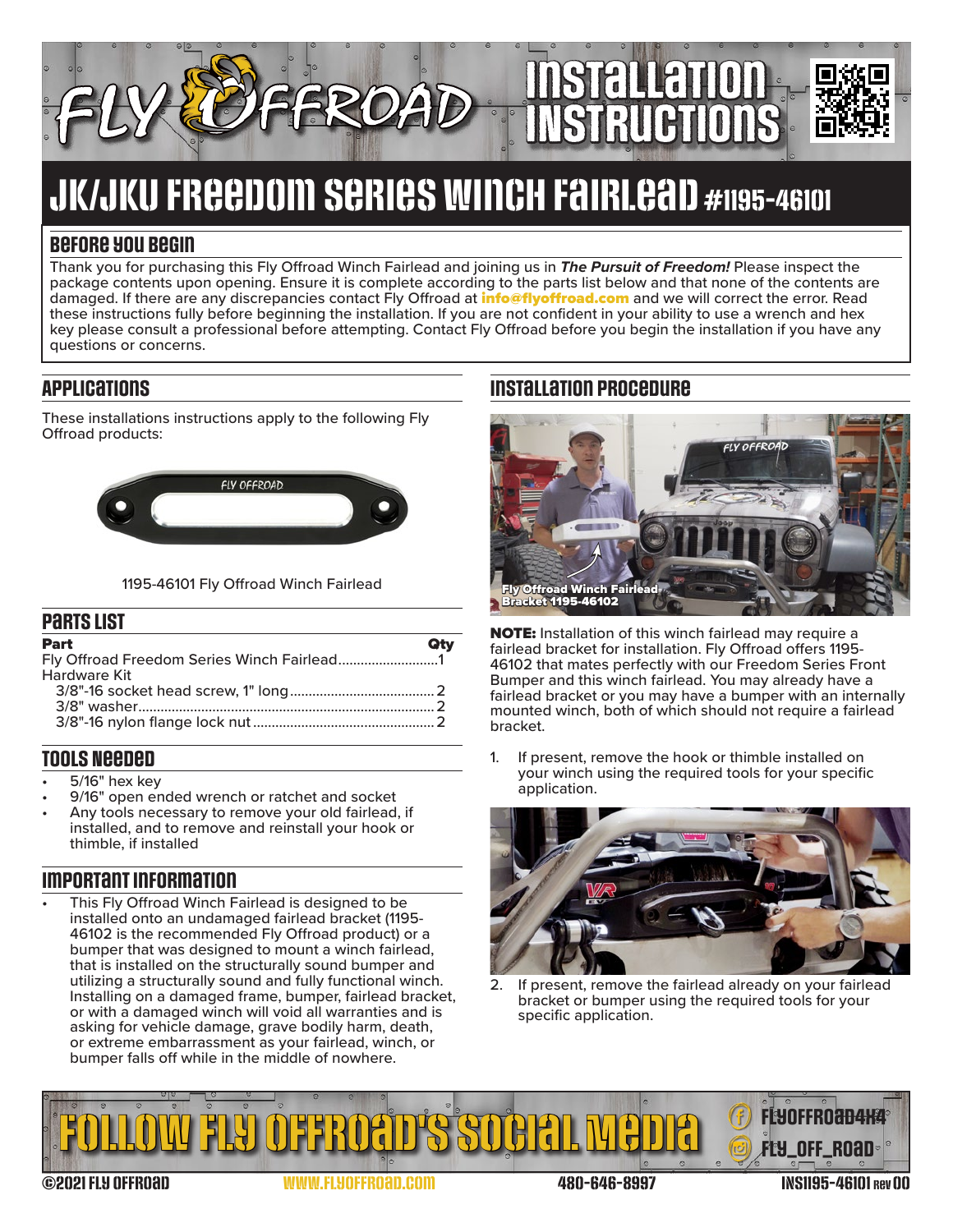# JK/JKU FREEDOM SERIES WINCH FAIRLEAD #1195-46101

## BEFORE YOU BEGIN

Thank you for purchasing this Fly Offroad Winch Fairlead and joining us in ***The Pursuit of Freedom!*** Please inspect the package contents upon opening. Ensure it is complete according to the parts list below and that none of the contents are damaged. If there are any discrepancies contact Fly Offroad at **info@flyoffroad.com** and we will correct the error. Read these instructions fully before beginning the installation. If you are not confident in your ability to use a wrench and hex key please consult a professional before attempting. Contact Fly Offroad before you begin the installation if you have any questions or concerns.

## APPLICATIONS

These installations instructions apply to the following Fly Offroad products:

1195-46101 Fly Offroad Winch Fairlead

## PARTS LIST

| Part | Qty |
|---|---|
| Fly Offroad Freedom Series Winch Fairlead | 1 |
| Hardware Kit | |
| 3/8"-16 socket head screw, 1" long | 2 |
| 3/8" washer | 2 |
| 3/8"-16 nylon flange lock nut | 2 |

## TOOLS NEEDED

- 5/16" hex key
- 9/16" open ended wrench or ratchet and socket
- Any tools necessary to remove your old fairlead, if installed, and to remove and reinstall your hook or thimble, if installed

## IMPORTANT INFORMATION

- This Fly Offroad Winch Fairlead is designed to be installed onto an undamaged fairlead bracket (1195-46102 is the recommended Fly Offroad product) or a bumper that was designed to mount a winch fairlead, that is installed on the structurally sound bumper and utilizing a structurally sound and fully functional winch. Installing on a damaged frame, bumper, fairlead bracket, or with a damaged winch will void all warranties and is asking for vehicle damage, grave bodily harm, death, or extreme embarrassment as your fairlead, winch, or bumper falls off while in the middle of nowhere.

## INSTALLATION PROCEDURE

Fly Offroad Winch Fairlead Bracket 1195-46102

**NOTE:** Installation of this winch fairlead may require a fairlead bracket for installation. Fly Offroad offers 1195-46102 that mates perfectly with our Freedom Series Front Bumper and this winch fairlead. You may already have a fairlead bracket or you may have a bumper with an internally mounted winch, both of which should not require a fairlead bracket.

1. If present, remove the hook or thimble installed on your winch using the required tools for your specific application.

2. If present, remove the fairlead already on your fairlead bracket or bumper using the required tools for your specific application.

FOLLOW FLY OFFROAD'S SOCIAL MEDIA — FLYOFFROAD4X4 — FLY_OFF_ROAD

©2021 FLY OFFROAD | WWW.FLYOFFROAD.COM | 480-646-8997 | INS1195-46101 REV 00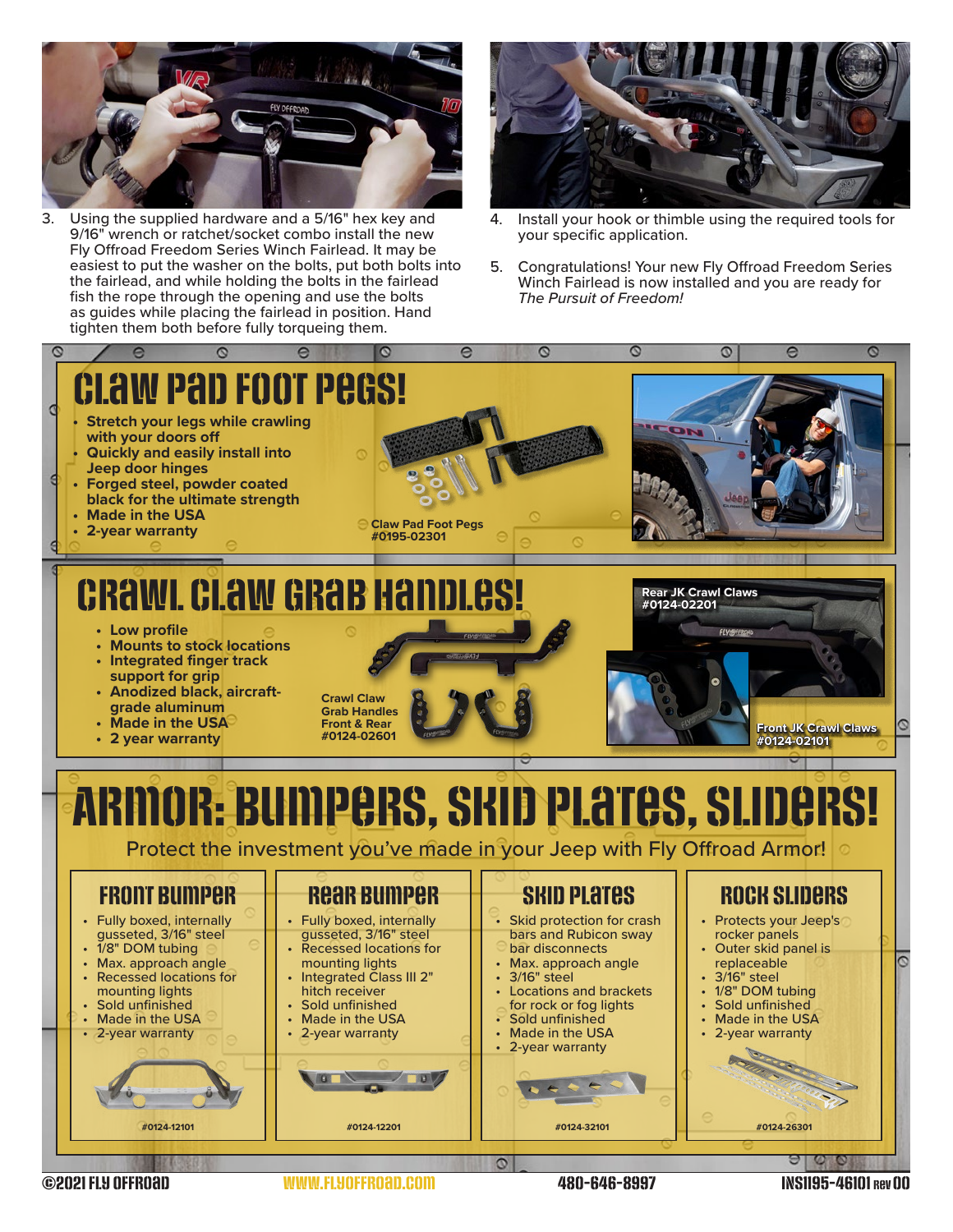3. Using the supplied hardware and a 5/16" hex key and 9/16" wrench or ratchet/socket combo install the new Fly Offroad Freedom Series Winch Fairlead. It may be easiest to put the washer on the bolts, put both bolts into the fairlead, and while holding the bolts in the fairlead fish the rope through the opening and use the bolts as guides while placing the fairlead in position. Hand tighten them both before fully torqueing them.

4. Install your hook or thimble using the required tools for your specific application.

5. Congratulations! Your new Fly Offroad Freedom Series Winch Fairlead is now installed and you are ready for *The Pursuit of Freedom!*

# CLAW PAD FOOT PEGS!

- Stretch your legs while crawling with your doors off
- Quickly and easily install into Jeep door hinges
- Forged steel, powder coated black for the ultimate strength
- Made in the USA
- 2-year warranty

Claw Pad Foot Pegs
#0195-02301

# CRAWL CLAW GRAB HANDLES!

- Low profile
- Mounts to stock locations
- Integrated finger track support for grip
- Anodized black, aircraft-grade aluminum
- Made in the USA
- 2 year warranty

Crawl Claw Grab Handles Front & Rear
#0124-02601

Rear JK Crawl Claws
#0124-02201

Front JK Crawl Claws
#0124-02101

# ARMOR: BUMPERS, SKID PLATES, SLIDERS!

Protect the investment you've made in your Jeep with Fly Offroad Armor!

## FRONT BUMPER

- Fully boxed, internally gusseted, 3/16" steel
- 1/8" DOM tubing
- Max. approach angle
- Recessed locations for mounting lights
- Sold unfinished
- Made in the USA
- 2-year warranty

#0124-12101

## REAR BUMPER

- Fully boxed, internally gusseted, 3/16" steel
- Recessed locations for mounting lights
- Integrated Class III 2" hitch receiver
- Sold unfinished
- Made in the USA
- 2-year warranty

#0124-12201

## SKID PLATES

- Skid protection for crash bars and Rubicon sway bar disconnects
- Max. approach angle
- 3/16" steel
- Locations and brackets for rock or fog lights
- Sold unfinished
- Made in the USA
- 2-year warranty

#0124-32101

## ROCK SLIDERS

- Protects your Jeep's rocker panels
- Outer skid panel is replaceable
- 3/16" steel
- 1/8" DOM tubing
- Sold unfinished
- Made in the USA
- 2-year warranty

#0124-26301

©2021 FLY OFFROAD WWW.FLYOFFROAD.COM 480-646-8997 INS1195-46101 Rev 00